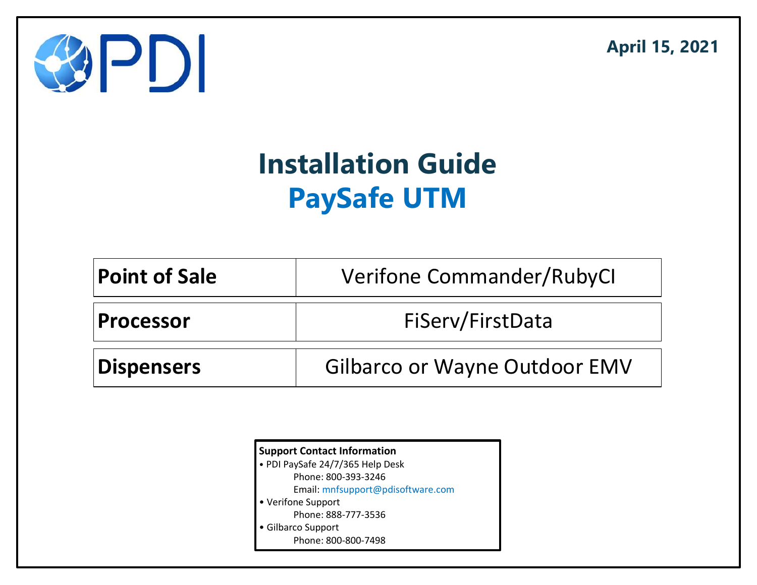April 15, 2021

# Installation Guide
# PaySafe UTM

| | |
|---|---|
| **Point of Sale** | Verifone Commander/RubyCI |
| **Processor** | FiServ/FirstData |
| **Dispensers** | Gilbarco or Wayne Outdoor EMV |

**Support Contact Information**
- PDI PaySafe 24/7/365 Help Desk
  - Phone: 800-393-3246
  - Email: mnfsupport@pdisoftware.com
- Verifone Support
  - Phone: 888-777-3536
- Gilbarco Support
  - Phone: 800-800-7498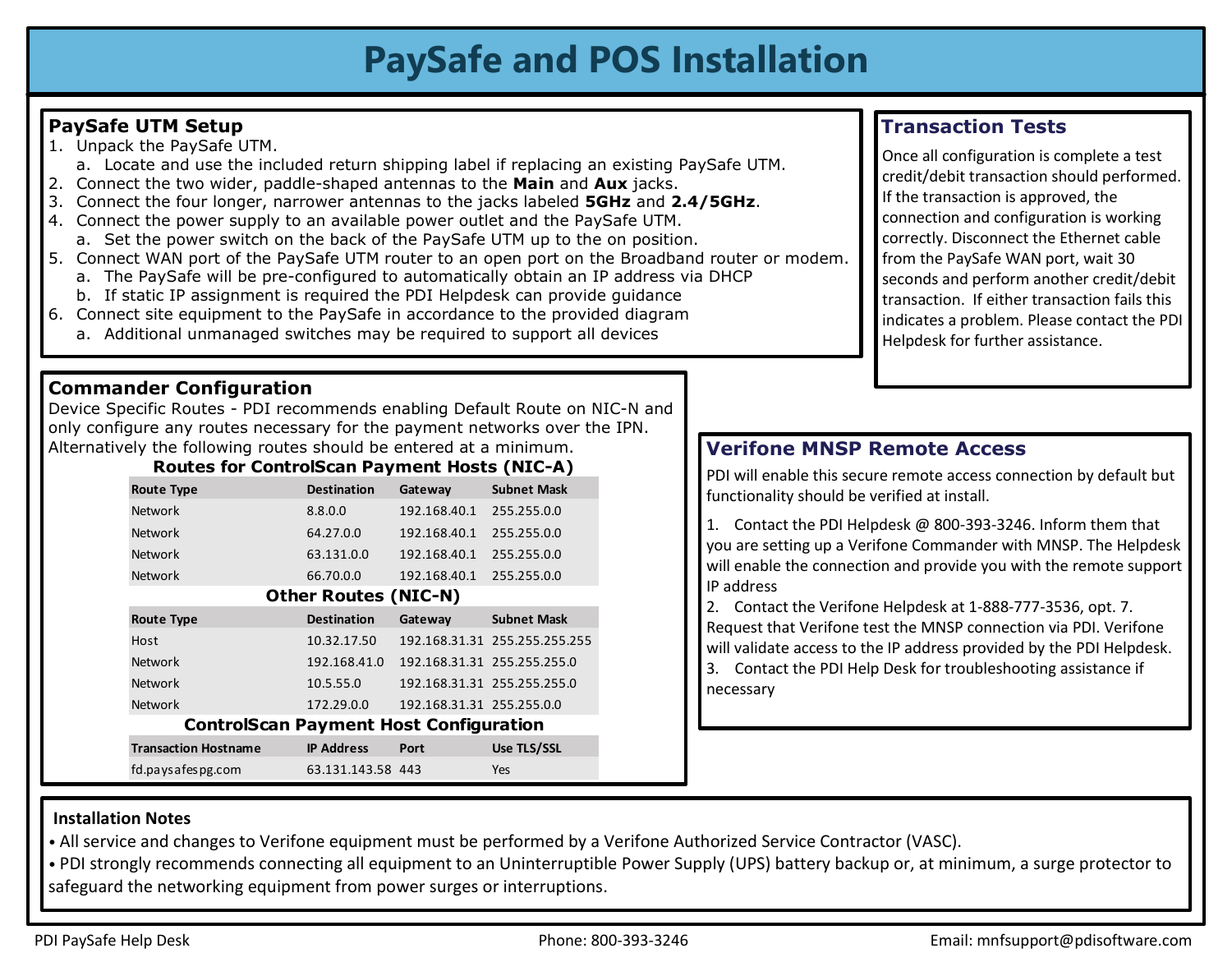# PaySafe and POS Installation

## PaySafe UTM Setup

1. Unpack the PaySafe UTM.
   a. Locate and use the included return shipping label if replacing an existing PaySafe UTM.
2. Connect the two wider, paddle-shaped antennas to the **Main** and **Aux** jacks.
3. Connect the four longer, narrower antennas to the jacks labeled **5GHz** and **2.4/5GHz**.
4. Connect the power supply to an available power outlet and the PaySafe UTM.
   a. Set the power switch on the back of the PaySafe UTM up to the on position.
5. Connect WAN port of the PaySafe UTM router to an open port on the Broadband router or modem.
   a. The PaySafe will be pre-configured to automatically obtain an IP address via DHCP
   b. If static IP assignment is required the PDI Helpdesk can provide guidance
6. Connect site equipment to the PaySafe in accordance to the provided diagram
   a. Additional unmanaged switches may be required to support all devices

## Transaction Tests

Once all configuration is complete a test credit/debit transaction should performed. If the transaction is approved, the connection and configuration is working correctly. Disconnect the Ethernet cable from the PaySafe WAN port, wait 30 seconds and perform another credit/debit transaction. If either transaction fails this indicates a problem. Please contact the PDI Helpdesk for further assistance.

## Commander Configuration

Device Specific Routes - PDI recommends enabling Default Route on NIC-N and only configure any routes necessary for the payment networks over the IPN. Alternatively the following routes should be entered at a minimum.

### Routes for ControlScan Payment Hosts (NIC-A)

| Route Type | Destination | Gateway | Subnet Mask |
|---|---|---|---|
| Network | 8.8.0.0 | 192.168.40.1 | 255.255.0.0 |
| Network | 64.27.0.0 | 192.168.40.1 | 255.255.0.0 |
| Network | 63.131.0.0 | 192.168.40.1 | 255.255.0.0 |
| Network | 66.70.0.0 | 192.168.40.1 | 255.255.0.0 |

### Other Routes (NIC-N)

| Route Type | Destination | Gateway | Subnet Mask |
|---|---|---|---|
| Host | 10.32.17.50 | 192.168.31.31 | 255.255.255.255 |
| Network | 192.168.41.0 | 192.168.31.31 | 255.255.255.0 |
| Network | 10.5.55.0 | 192.168.31.31 | 255.255.255.0 |
| Network | 172.29.0.0 | 192.168.31.31 | 255.255.0.0 |

### ControlScan Payment Host Configuration

| Transaction Hostname | IP Address | Port | Use TLS/SSL |
|---|---|---|---|
| fd.paysafespg.com | 63.131.143.58 | 443 | Yes |

## Verifone MNSP Remote Access

PDI will enable this secure remote access connection by default but functionality should be verified at install.

1. Contact the PDI Helpdesk @ 800-393-3246. Inform them that you are setting up a Verifone Commander with MNSP. The Helpdesk will enable the connection and provide you with the remote support IP address
2. Contact the Verifone Helpdesk at 1-888-777-3536, opt. 7. Request that Verifone test the MNSP connection via PDI. Verifone will validate access to the IP address provided by the PDI Helpdesk.
3. Contact the PDI Help Desk for troubleshooting assistance if necessary

## Installation Notes

- All service and changes to Verifone equipment must be performed by a Verifone Authorized Service Contractor (VASC).
- PDI strongly recommends connecting all equipment to an Uninterruptible Power Supply (UPS) battery backup or, at minimum, a surge protector to safeguard the networking equipment from power surges or interruptions.

PDI PaySafe Help Desk | Phone: 800-393-3246 | Email: mnfsupport@pdisoftware.com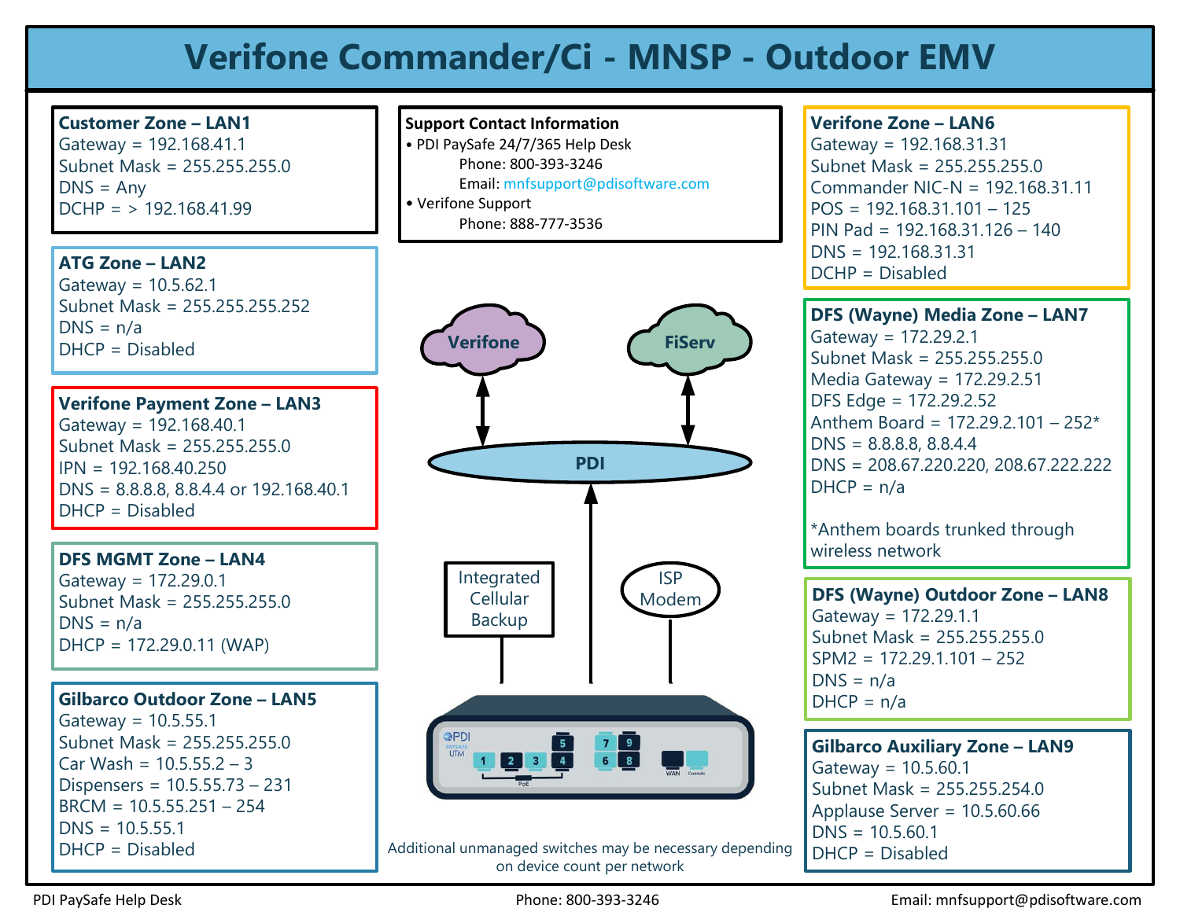# Verifone Commander/Ci - MNSP - Outdoor EMV

**Customer Zone – LAN1**
Gateway = 192.168.41.1
Subnet Mask = 255.255.255.0
DNS = Any
DCHP = > 192.168.41.99

**ATG Zone – LAN2**
Gateway = 10.5.62.1
Subnet Mask = 255.255.255.252
DNS = n/a
DHCP = Disabled

**Verifone Payment Zone – LAN3**
Gateway = 192.168.40.1
Subnet Mask = 255.255.255.0
IPN = 192.168.40.250
DNS = 8.8.8.8, 8.8.4.4 or 192.168.40.1
DHCP = Disabled

**DFS MGMT Zone – LAN4**
Gateway = 172.29.0.1
Subnet Mask = 255.255.255.0
DNS = n/a
DHCP = 172.29.0.11 (WAP)

**Gilbarco Outdoor Zone – LAN5**
Gateway = 10.5.55.1
Subnet Mask = 255.255.255.0
Car Wash = 10.5.55.2 – 3
Dispensers = 10.5.55.73 – 231
BRCM = 10.5.55.251 – 254
DNS = 10.5.55.1
DHCP = Disabled

**Support Contact Information**
- PDI PaySafe 24/7/365 Help Desk
  Phone: 800-393-3246
  Email: mnfsupport@pdisoftware.com
- Verifone Support
  Phone: 888-777-3536

Verifone

FiServ

PDI

Integrated Cellular Backup

ISP Modem

Additional unmanaged switches may be necessary depending on device count per network

**Verifone Zone – LAN6**
Gateway = 192.168.31.31
Subnet Mask = 255.255.255.0
Commander NIC-N = 192.168.31.11
POS = 192.168.31.101 – 125
PIN Pad = 192.168.31.126 – 140
DNS = 192.168.31.31
DCHP = Disabled

**DFS (Wayne) Media Zone – LAN7**
Gateway = 172.29.2.1
Subnet Mask = 255.255.255.0
Media Gateway = 172.29.2.51
DFS Edge = 172.29.2.52
Anthem Board = 172.29.2.101 – 252*
DNS = 8.8.8.8, 8.8.4.4
DNS = 208.67.220.220, 208.67.222.222
DHCP = n/a

*Anthem boards trunked through wireless network

**DFS (Wayne) Outdoor Zone – LAN8**
Gateway = 172.29.1.1
Subnet Mask = 255.255.255.0
SPM2 = 172.29.1.101 – 252
DNS = n/a
DHCP = n/a

**Gilbarco Auxiliary Zone – LAN9**
Gateway = 10.5.60.1
Subnet Mask = 255.255.254.0
Applause Server = 10.5.60.66
DNS = 10.5.60.1
DHCP = Disabled

PDI PaySafe Help Desk Phone: 800-393-3246 Email: mnfsupport@pdisoftware.com